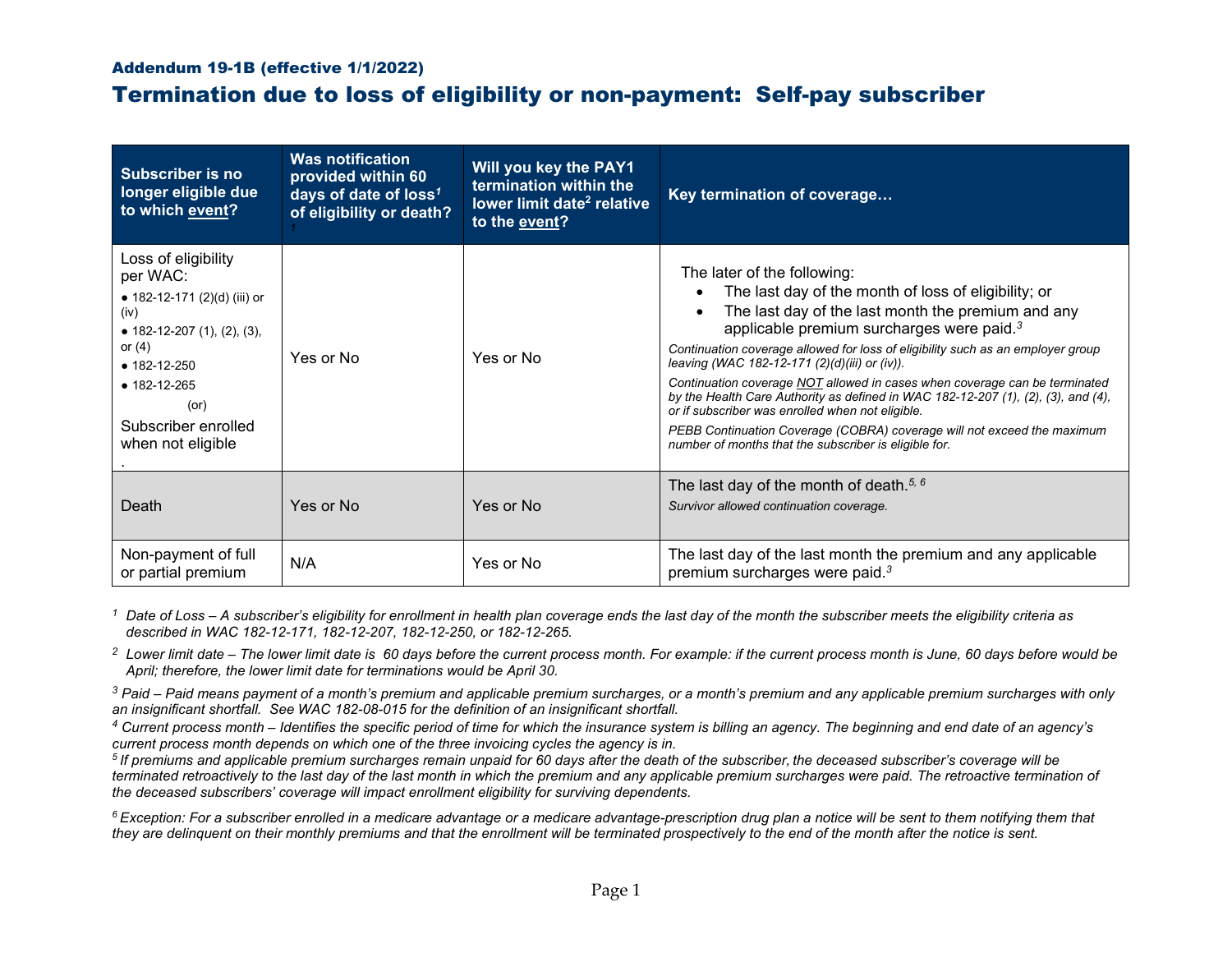Addendum 19-1B (effective 1/1/2022)

# Termination due to loss of eligibility or non-payment: Self-pay subscriber

| Subscriber is no longer eligible due to which <u>event</u>? | Was notification provided within 60 days of date of loss[1] of eligibility or death? [1] | Will you key the PAY1 termination within the lower limit date[2] relative to the <u>event</u>? | Key termination of coverage… |
|---|---|---|---|
| Loss of eligibility per WAC: <br>● 182-12-171 (2)(d) (iii) or (iv) <br>● 182-12-207 (1), (2), (3), or (4) <br>● 182-12-250 <br>● 182-12-265 <br>(or) <br>Subscriber enrolled when not eligible <br>. | Yes or No | Yes or No | The later of the following: <br>• The last day of the month of loss of eligibility; or <br>• The last day of the last month the premium and any applicable premium surcharges were paid.[3] <br>*Continuation coverage allowed for loss of eligibility such as an employer group leaving (WAC 182-12-171 (2)(d)(iii) or (iv)).* <br>*Continuation coverage <u>NOT</u> allowed in cases when coverage can be terminated by the Health Care Authority as defined in WAC 182-12-207 (1), (2), (3), and (4), or if subscriber was enrolled when not eligible.* <br>*PEBB Continuation Coverage (COBRA) coverage will not exceed the maximum number of months that the subscriber is eligible for.* |
| Death | Yes or No | Yes or No | The last day of the month of death.[5, 6] <br>*Survivor allowed continuation coverage.* |
| Non-payment of full or partial premium | N/A | Yes or No | The last day of the last month the premium and any applicable premium surcharges were paid.[3] |

*[1] Date of Loss – A subscriber's eligibility for enrollment in health plan coverage ends the last day of the month the subscriber meets the eligibility criteria as described in WAC 182-12-171, 182-12-207, 182-12-250, or 182-12-265.*

*[2] Lower limit date – The lower limit date is 60 days before the current process month. For example: if the current process month is June, 60 days before would be April; therefore, the lower limit date for terminations would be April 30.*

*[3] Paid – Paid means payment of a month's premium and applicable premium surcharges, or a month's premium and any applicable premium surcharges with only an insignificant shortfall. See WAC 182-08-015 for the definition of an insignificant shortfall.*

*[4] Current process month – Identifies the specific period of time for which the insurance system is billing an agency. The beginning and end date of an agency's current process month depends on which one of the three invoicing cycles the agency is in.*

*[5] If premiums and applicable premium surcharges remain unpaid for 60 days after the death of the subscriber, the deceased subscriber's coverage will be terminated retroactively to the last day of the last month in which the premium and any applicable premium surcharges were paid. The retroactive termination of the deceased subscribers' coverage will impact enrollment eligibility for surviving dependents.*

*[6] Exception: For a subscriber enrolled in a medicare advantage or a medicare advantage-prescription drug plan a notice will be sent to them notifying them that they are delinquent on their monthly premiums and that the enrollment will be terminated prospectively to the end of the month after the notice is sent.*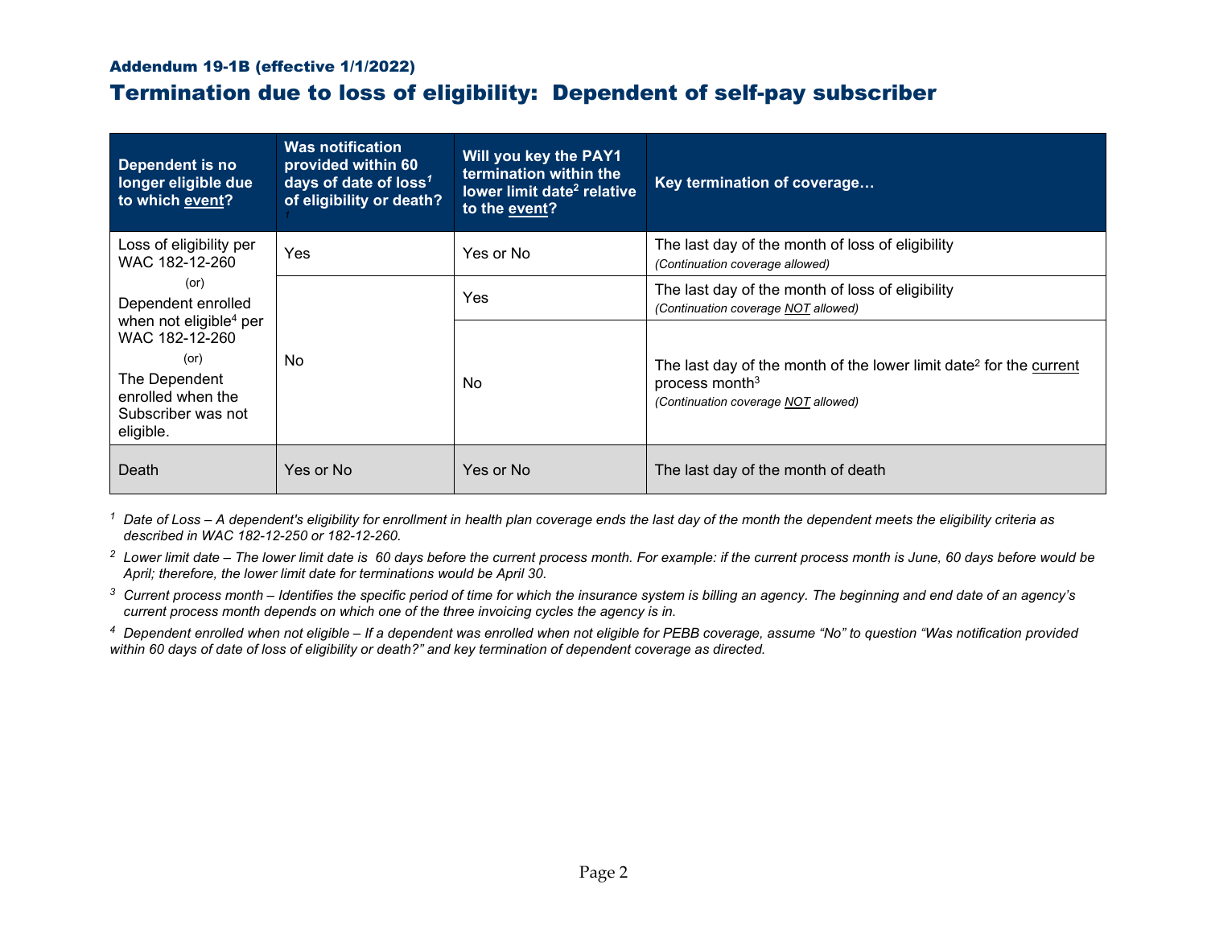### Addendum 19-1B (effective 1/1/2022)

## Termination due to loss of eligibility: Dependent of self-pay subscriber

| Dependent is no longer eligible due to which event? | Was notification provided within 60 days of date of loss[1] of eligibility or death?[1] | Will you key the PAY1 termination within the lower limit date[2] relative to the event? | Key termination of coverage… |
|---|---|---|---|
| Loss of eligibility per WAC 182-12-260 (or) Dependent enrolled when not eligible[4] per WAC 182-12-260 (or) The Dependent enrolled when the Subscriber was not eligible. | Yes | Yes or No | The last day of the month of loss of eligibility *(Continuation coverage allowed)* |
| | No | Yes | The last day of the month of loss of eligibility *(Continuation coverage NOT allowed)* |
| | | No | The last day of the month of the lower limit date[2] for the current process month[3] *(Continuation coverage NOT allowed)* |
| Death | Yes or No | Yes or No | The last day of the month of death |

[1] *Date of Loss – A dependent's eligibility for enrollment in health plan coverage ends the last day of the month the dependent meets the eligibility criteria as described in WAC 182-12-250 or 182-12-260.*

[2] *Lower limit date – The lower limit date is 60 days before the current process month. For example: if the current process month is June, 60 days before would be April; therefore, the lower limit date for terminations would be April 30.*

[3] *Current process month – Identifies the specific period of time for which the insurance system is billing an agency. The beginning and end date of an agency's current process month depends on which one of the three invoicing cycles the agency is in.*

[4] *Dependent enrolled when not eligible – If a dependent was enrolled when not eligible for PEBB coverage, assume "No" to question "Was notification provided within 60 days of date of loss of eligibility or death?" and key termination of dependent coverage as directed.*